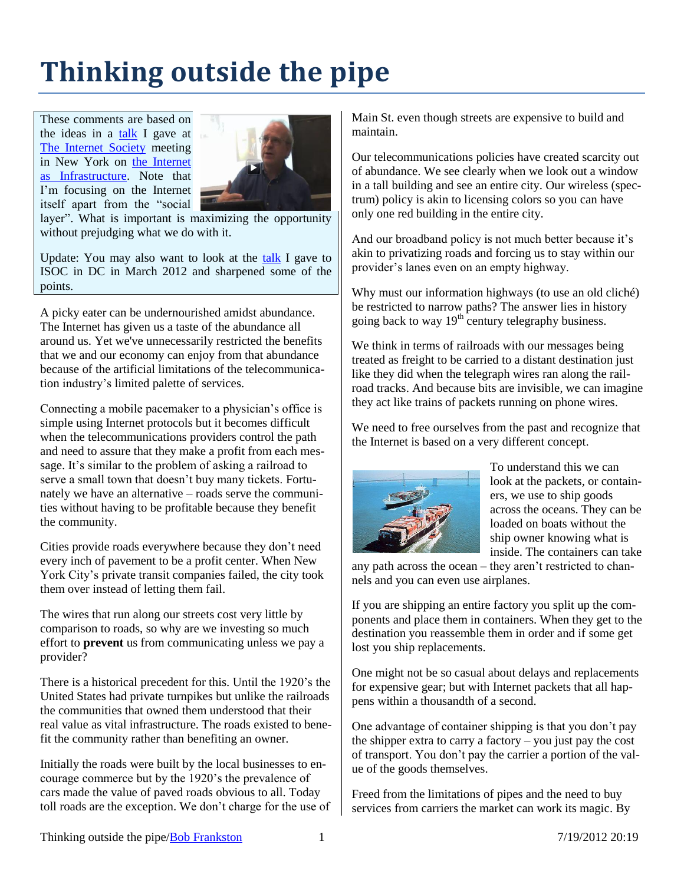# Thinking outside the pipe

These comments are based on the ideas in a talk I gave at The Internet Society meeting in New York on the Internet as Infrastructure. Note that I'm focusing on the Internet itself apart from the "social layer". What is important is maximizing the opportunity without prejudging what we do with it.

Update: You may also want to look at the talk I gave to ISOC in DC in March 2012 and sharpened some of the points.

A picky eater can be undernourished amidst abundance. The Internet has given us a taste of the abundance all around us. Yet we've unnecessarily restricted the benefits that we and our economy can enjoy from that abundance because of the artificial limitations of the telecommunication industry's limited palette of services.

Connecting a mobile pacemaker to a physician's office is simple using Internet protocols but it becomes difficult when the telecommunications providers control the path and need to assure that they make a profit from each message. It's similar to the problem of asking a railroad to serve a small town that doesn't buy many tickets. Fortunately we have an alternative – roads serve the communities without having to be profitable because they benefit the community.

Cities provide roads everywhere because they don't need every inch of pavement to be a profit center. When New York City's private transit companies failed, the city took them over instead of letting them fail.

The wires that run along our streets cost very little by comparison to roads, so why are we investing so much effort to **prevent** us from communicating unless we pay a provider?

There is a historical precedent for this. Until the 1920's the United States had private turnpikes but unlike the railroads the communities that owned them understood that their real value as vital infrastructure. The roads existed to benefit the community rather than benefiting an owner.

Initially the roads were built by the local businesses to encourage commerce but by the 1920's the prevalence of cars made the value of paved roads obvious to all. Today toll roads are the exception. We don't charge for the use of Main St. even though streets are expensive to build and maintain.

Our telecommunications policies have created scarcity out of abundance. We see clearly when we look out a window in a tall building and see an entire city. Our wireless (spectrum) policy is akin to licensing colors so you can have only one red building in the entire city.

And our broadband policy is not much better because it's akin to privatizing roads and forcing us to stay within our provider's lanes even on an empty highway.

Why must our information highways (to use an old cliché) be restricted to narrow paths? The answer lies in history going back to way 19th century telegraphy business.

We think in terms of railroads with our messages being treated as freight to be carried to a distant destination just like they did when the telegraph wires ran along the railroad tracks. And because bits are invisible, we can imagine they act like trains of packets running on phone wires.

We need to free ourselves from the past and recognize that the Internet is based on a very different concept.

To understand this we can look at the packets, or containers, we use to ship goods across the oceans. They can be loaded on boats without the ship owner knowing what is inside. The containers can take any path across the ocean – they aren't restricted to channels and you can even use airplanes.

If you are shipping an entire factory you split up the components and place them in containers. When they get to the destination you reassemble them in order and if some get lost you ship replacements.

One might not be so casual about delays and replacements for expensive gear; but with Internet packets that all happens within a thousandth of a second.

One advantage of container shipping is that you don't pay the shipper extra to carry a factory – you just pay the cost of transport. You don't pay the carrier a portion of the value of the goods themselves.

Freed from the limitations of pipes and the need to buy services from carriers the market can work its magic. By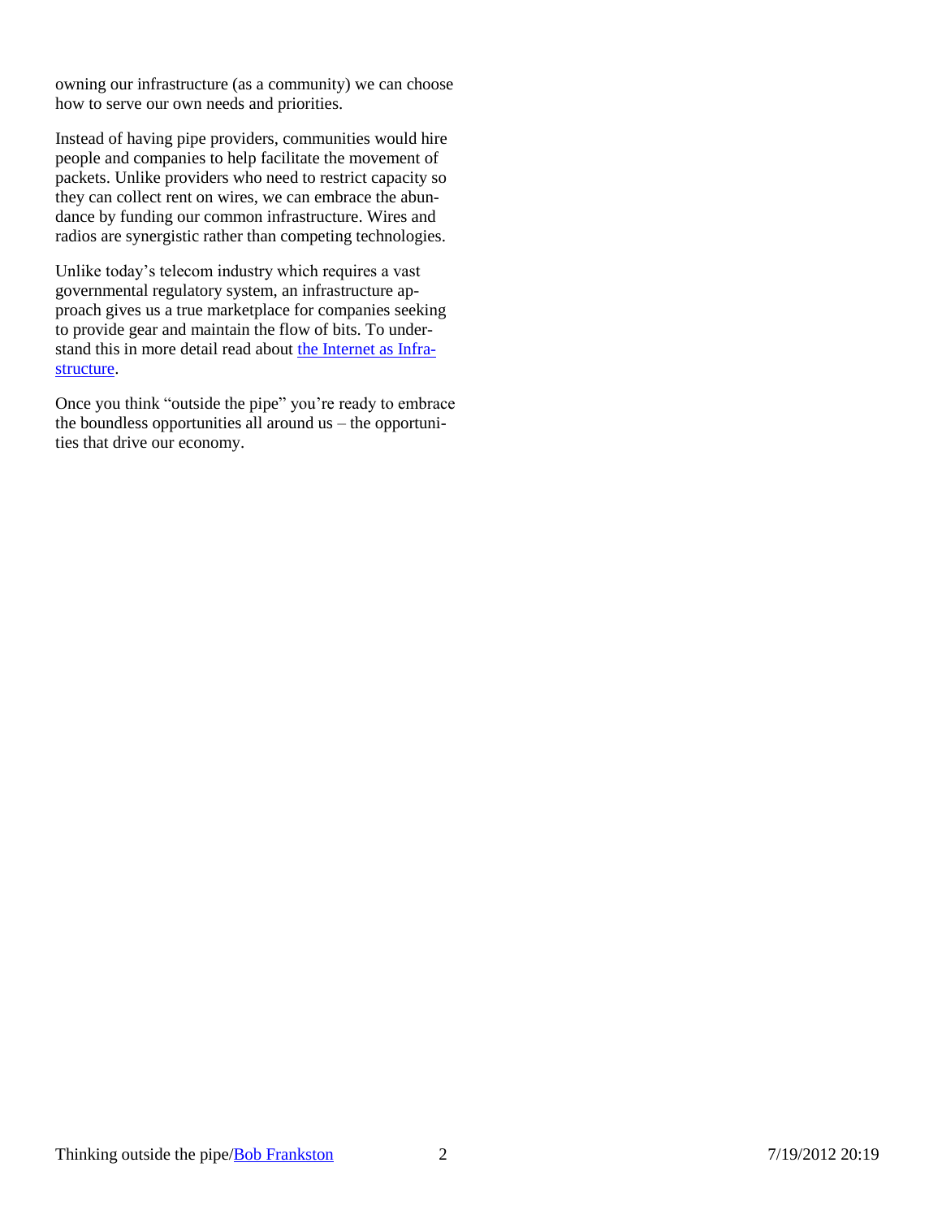owning our infrastructure (as a community) we can choose how to serve our own needs and priorities.

Instead of having pipe providers, communities would hire people and companies to help facilitate the movement of packets. Unlike providers who need to restrict capacity so they can collect rent on wires, we can embrace the abundance by funding our common infrastructure. Wires and radios are synergistic rather than competing technologies.

Unlike today's telecom industry which requires a vast governmental regulatory system, an infrastructure approach gives us a true marketplace for companies seeking to provide gear and maintain the flow of bits. To understand this in more detail read about [the Internet as Infrastructure](the Internet as Infrastructure).

Once you think "outside the pipe" you're ready to embrace the boundless opportunities all around us – the opportunities that drive our economy.